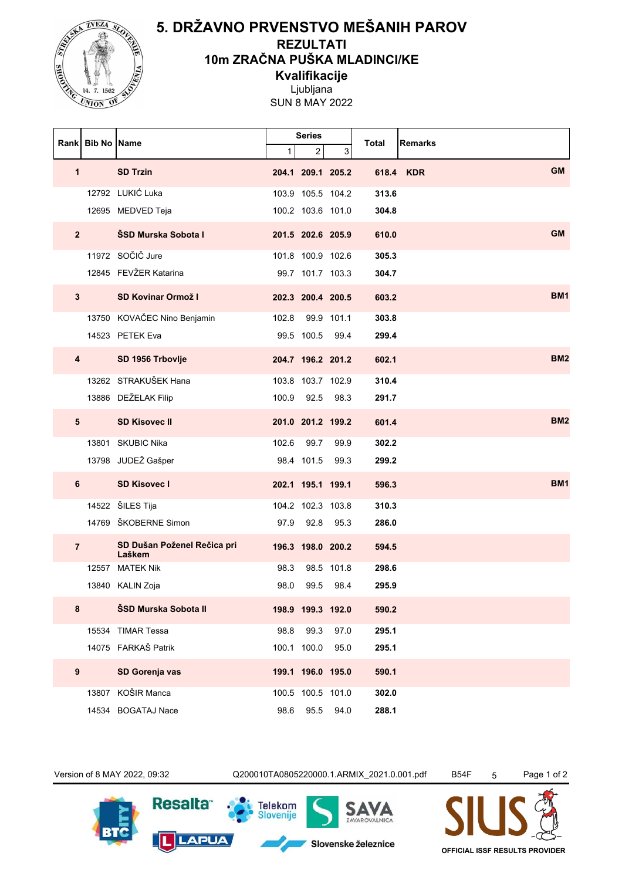# 5. DRŽAVNO PRVENSTVO MEŠANIH PAROV

## REZULTATI

## 10m ZRAČNA PUŠKA MLADINCI/KE

### Kvalifikacije

Ljubljana

SUN 8 MAY 2022

| Rank | Bib No | Name | Series 1 | Series 2 | Series 3 | Total | Remarks | |
|---|---|---|---|---|---|---|---|---|
| **1** | | **SD Trzin** | **204.1** | **209.1** | **205.2** | **618.4** | **KDR** | **GM** |
| | 12792 | LUKIĆ Luka | 103.9 | 105.5 | 104.2 | **313.6** | | |
| | 12695 | MEDVED Teja | 100.2 | 103.6 | 101.0 | **304.8** | | |
| **2** | | **ŠSD Murska Sobota I** | **201.5** | **202.6** | **205.9** | **610.0** | | **GM** |
| | 11972 | SOČIČ Jure | 101.8 | 100.9 | 102.6 | **305.3** | | |
| | 12845 | FEVŽER Katarina | 99.7 | 101.7 | 103.3 | **304.7** | | |
| **3** | | **SD Kovinar Ormož I** | **202.3** | **200.4** | **200.5** | **603.2** | | **BM1** |
| | 13750 | KOVAČEC Nino Benjamin | 102.8 | 99.9 | 101.1 | **303.8** | | |
| | 14523 | PETEK Eva | 99.5 | 100.5 | 99.4 | **299.4** | | |
| **4** | | **SD 1956 Trbovlje** | **204.7** | **196.2** | **201.2** | **602.1** | | **BM2** |
| | 13262 | STRAKUŠEK Hana | 103.8 | 103.7 | 102.9 | **310.4** | | |
| | 13886 | DEŽELAK Filip | 100.9 | 92.5 | 98.3 | **291.7** | | |
| **5** | | **SD Kisovec II** | **201.0** | **201.2** | **199.2** | **601.4** | | **BM2** |
| | 13801 | SKUBIC Nika | 102.6 | 99.7 | 99.9 | **302.2** | | |
| | 13798 | JUDEŽ Gašper | 98.4 | 101.5 | 99.3 | **299.2** | | |
| **6** | | **SD Kisovec I** | **202.1** | **195.1** | **199.1** | **596.3** | | **BM1** |
| | 14522 | ŠILES Tija | 104.2 | 102.3 | 103.8 | **310.3** | | |
| | 14769 | ŠKOBERNE Simon | 97.9 | 92.8 | 95.3 | **286.0** | | |
| **7** | | **SD Dušan Poženel Rečica pri Laškem** | **196.3** | **198.0** | **200.2** | **594.5** | | |
| | 12557 | MATEK Nik | 98.3 | 98.5 | 101.8 | **298.6** | | |
| | 13840 | KALIN Zoja | 98.0 | 99.5 | 98.4 | **295.9** | | |
| **8** | | **ŠSD Murska Sobota II** | **198.9** | **199.3** | **192.0** | **590.2** | | |
| | 15534 | TIMAR Tessa | 98.8 | 99.3 | 97.0 | **295.1** | | |
| | 14075 | FARKAŠ Patrik | 100.1 | 100.0 | 95.0 | **295.1** | | |
| **9** | | **SD Gorenja vas** | **199.1** | **196.0** | **195.0** | **590.1** | | |
| | 13807 | KOŠIR Manca | 100.5 | 100.5 | 101.0 | **302.0** | | |
| | 14534 | BOGATAJ Nace | 98.6 | 95.5 | 94.0 | **288.1** | | |

Version of 8 MAY 2022, 09:32 Q200010TA0805220000.1.ARMIX_2021.0.001.pdf B54F 5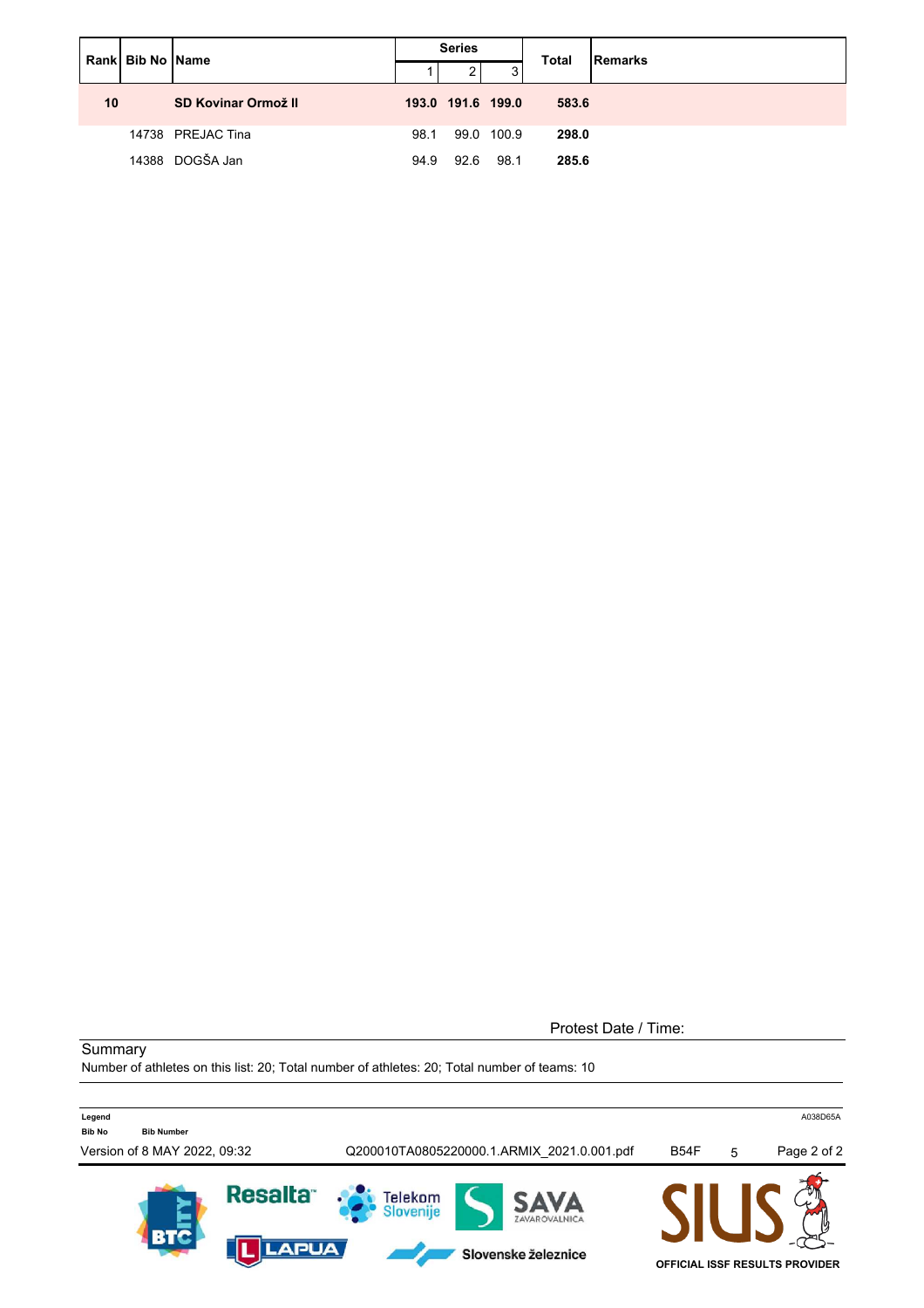| Rank | Bib No | Name | Series | | | Total | Remarks |
|---|---|---|---|---|---|---|---|
| | | | 1 | 2 | 3 | | |
| **10** | | **SD Kovinar Ormož II** | **193.0** | **191.6** | **199.0** | **583.6** | |
| | 14738 | PREJAC Tina | 98.1 | 99.0 | 100.9 | **298.0** | |
| | 14388 | DOGŠA Jan | 94.9 | 92.6 | 98.1 | **285.6** | |

Protest Date / Time:

Summary

Number of athletes on this list: 20; Total number of athletes: 20; Total number of teams: 10

**Legend**

**Bib No** **Bib Number**

A038D65A

Version of 8 MAY 2022, 09:32 Q200010TA0805220000.1.ARMIX_2021.0.001.pdf B54F 5

BTC CITY Resalta LAPUA Telekom Slovenije SAVA ZAVAROVALNICA Slovenske železnice SIUS

OFFICIAL ISSF RESULTS PROVIDER